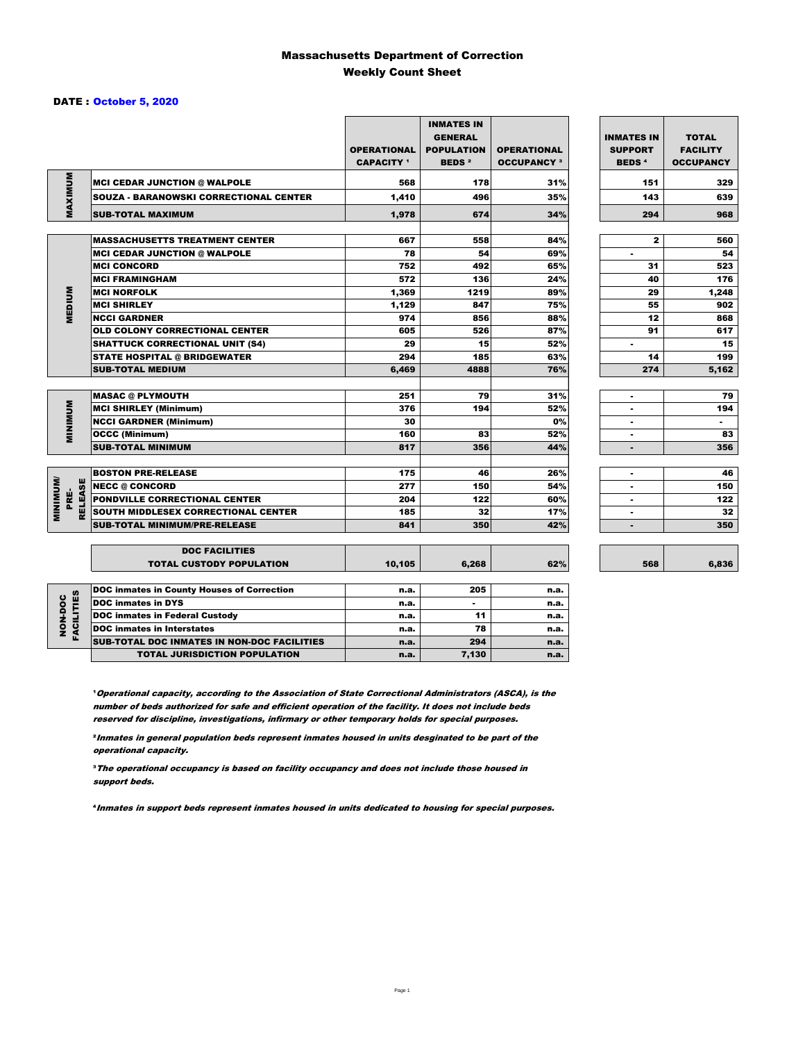# Massachusetts Department of Correction
## Weekly Count Sheet

**DATE : October 5, 2020**

| | | OPERATIONAL CAPACITY [1] | INMATES IN GENERAL POPULATION BEDS [2] | OPERATIONAL OCCUPANCY [3] | INMATES IN SUPPORT BEDS [4] | TOTAL FACILITY OCCUPANCY |
|---|---|---|---|---|---|---|
| MAXIMUM | MCI CEDAR JUNCTION @ WALPOLE | 568 | 178 | 31% | 151 | 329 |
| | SOUZA - BARANOWSKI CORRECTIONAL CENTER | 1,410 | 496 | 35% | 143 | 639 |
| | SUB-TOTAL MAXIMUM | 1,978 | 674 | 34% | 294 | 968 |
| MEDIUM | MASSACHUSETTS TREATMENT CENTER | 667 | 558 | 84% | 2 | 560 |
| | MCI CEDAR JUNCTION @ WALPOLE | 78 | 54 | 69% | - | 54 |
| | MCI CONCORD | 752 | 492 | 65% | 31 | 523 |
| | MCI FRAMINGHAM | 572 | 136 | 24% | 40 | 176 |
| | MCI NORFOLK | 1,369 | 1219 | 89% | 29 | 1,248 |
| | MCI SHIRLEY | 1,129 | 847 | 75% | 55 | 902 |
| | NCCI GARDNER | 974 | 856 | 88% | 12 | 868 |
| | OLD COLONY CORRECTIONAL CENTER | 605 | 526 | 87% | 91 | 617 |
| | SHATTUCK CORRECTIONAL UNIT (S4) | 29 | 15 | 52% | - | 15 |
| | STATE HOSPITAL @ BRIDGEWATER | 294 | 185 | 63% | 14 | 199 |
| | SUB-TOTAL MEDIUM | 6,469 | 4888 | 76% | 274 | 5,162 |
| MINIMUM | MASAC @ PLYMOUTH | 251 | 79 | 31% | - | 79 |
| | MCI SHIRLEY (Minimum) | 376 | 194 | 52% | - | 194 |
| | NCCI GARDNER (Minimum) | 30 | | 0% | - | - |
| | OCCC (Minimum) | 160 | 83 | 52% | - | 83 |
| | SUB-TOTAL MINIMUM | 817 | 356 | 44% | - | 356 |
| MINIMUM/ PRE-RELEASE | BOSTON PRE-RELEASE | 175 | 46 | 26% | - | 46 |
| | NECC @ CONCORD | 277 | 150 | 54% | - | 150 |
| | PONDVILLE CORRECTIONAL CENTER | 204 | 122 | 60% | - | 122 |
| | SOUTH MIDDLESEX CORRECTIONAL CENTER | 185 | 32 | 17% | - | 32 |
| | SUB-TOTAL MINIMUM/PRE-RELEASE | 841 | 350 | 42% | - | 350 |
| | DOC FACILITIES TOTAL CUSTODY POPULATION | 10,105 | 6,268 | 62% | 568 | 6,836 |
| NON-DOC FACILITIES | DOC inmates in County Houses of Correction | n.a. | 205 | n.a. | | |
| | DOC inmates in DYS | n.a. | - | n.a. | | |
| | DOC inmates in Federal Custody | n.a. | 11 | n.a. | | |
| | DOC inmates in Interstates | n.a. | 78 | n.a. | | |
| | SUB-TOTAL DOC INMATES IN NON-DOC FACILITIES | n.a. | 294 | n.a. | | |
| | TOTAL JURISDICTION POPULATION | n.a. | 7,130 | n.a. | | |

[1] *Operational capacity, according to the Association of State Correctional Administrators (ASCA), is the number of beds authorized for safe and efficient operation of the facility. It does not include beds reserved for discipline, investigations, infirmary or other temporary holds for special purposes.*

[2] *Inmates in general population beds represent inmates housed in units desginated to be part of the operational capacity.*

[3] *The operational occupancy is based on facility occupancy and does not include those housed in support beds.*

[4] *Inmates in support beds represent inmates housed in units dedicated to housing for special purposes.*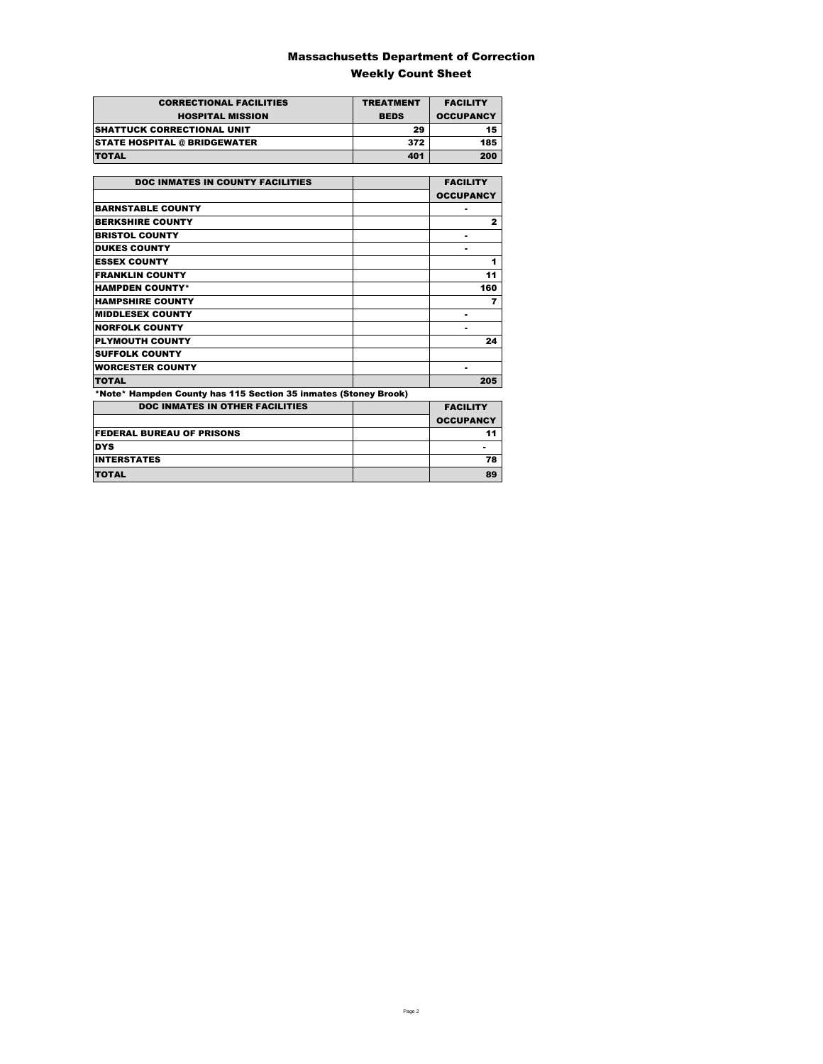# Massachusetts Department of Correction

## Weekly Count Sheet

| CORRECTIONAL FACILITIES HOSPITAL MISSION | TREATMENT BEDS | FACILITY OCCUPANCY |
|---|---|---|
| SHATTUCK CORRECTIONAL UNIT | 29 | 15 |
| STATE HOSPITAL @ BRIDGEWATER | 372 | 185 |
| TOTAL | 401 | 200 |

| DOC INMATES IN COUNTY FACILITIES | | FACILITY OCCUPANCY |
|---|---|---|
| BARNSTABLE COUNTY | | - |
| BERKSHIRE COUNTY | | 2 |
| BRISTOL COUNTY | | - |
| DUKES COUNTY | | - |
| ESSEX COUNTY | | 1 |
| FRANKLIN COUNTY | | 11 |
| HAMPDEN COUNTY* | | 160 |
| HAMPSHIRE COUNTY | | 7 |
| MIDDLESEX COUNTY | | - |
| NORFOLK COUNTY | | - |
| PLYMOUTH COUNTY | | 24 |
| SUFFOLK COUNTY | | |
| WORCESTER COUNTY | | - |
| TOTAL | | 205 |

*Note* Hampden County has 115 Section 35 inmates (Stoney Brook)

| DOC INMATES IN OTHER FACILITIES | | FACILITY OCCUPANCY |
|---|---|---|
| FEDERAL BUREAU OF PRISONS | | 11 |
| DYS | | - |
| INTERSTATES | | 78 |
| TOTAL | | 89 |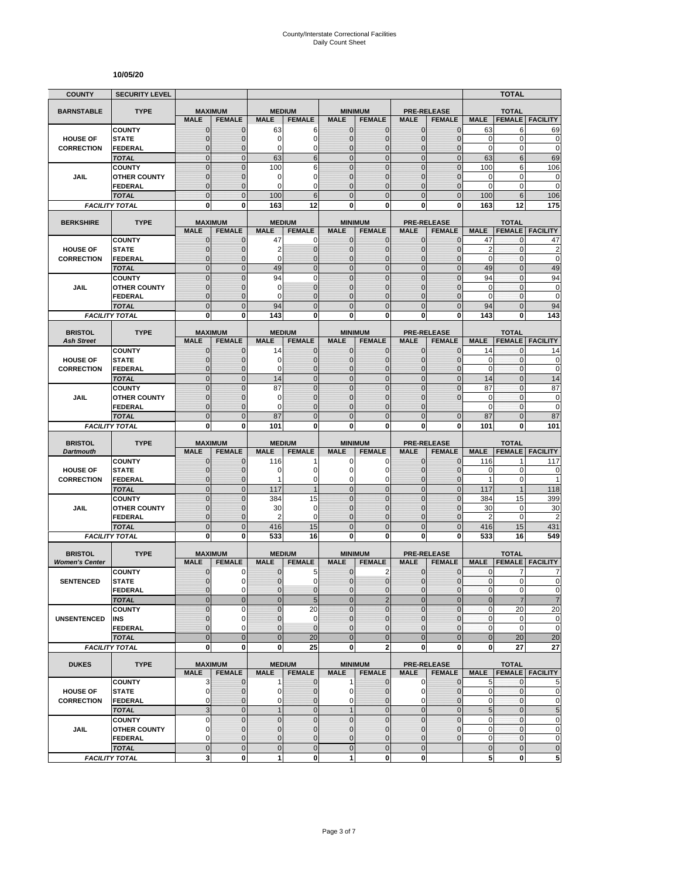# County/Interstate Correctional Facilities
## Daily Count Sheet

**10/05/20**

| COUNTY | SECURITY LEVEL | | | | | | | | | | TOTAL | |
|---|---|---|---|---|---|---|---|---|---|---|---|---|
| **BARNSTABLE** | **TYPE** | **MAXIMUM** | | **MEDIUM** | | **MINIMUM** | | **PRE-RELEASE** | | **TOTAL** | | |
| | | **MALE** | **FEMALE** | **MALE** | **FEMALE** | **MALE** | **FEMALE** | **MALE** | **FEMALE** | **MALE** | **FEMALE** | **FACILITY** |
| **HOUSE OF CORRECTION** | COUNTY | 0 | 0 | 63 | 6 | 0 | 0 | 0 | 0 | 63 | 6 | 69 |
| | STATE | 0 | 0 | 0 | 0 | 0 | 0 | 0 | 0 | 0 | 0 | 0 |
| | FEDERAL | 0 | 0 | 0 | 0 | 0 | 0 | 0 | 0 | 0 | 0 | 0 |
| | *TOTAL* | 0 | 0 | 63 | 6 | 0 | 0 | 0 | 0 | 63 | 6 | 69 |
| **JAIL** | COUNTY | 0 | 0 | 100 | 6 | 0 | 0 | 0 | 0 | 100 | 6 | 106 |
| | OTHER COUNTY | 0 | 0 | 0 | 0 | 0 | 0 | 0 | 0 | 0 | 0 | 0 |
| | FEDERAL | 0 | 0 | 0 | 0 | 0 | 0 | 0 | 0 | 0 | 0 | 0 |
| | *TOTAL* | 0 | 0 | 100 | 6 | 0 | 0 | 0 | 0 | 100 | 6 | 106 |
| *FACILITY TOTAL* | | **0** | **0** | **163** | **12** | **0** | **0** | **0** | **0** | **163** | **12** | **175** |
| **BERKSHIRE** | **TYPE** | **MAXIMUM** | | **MEDIUM** | | **MINIMUM** | | **PRE-RELEASE** | | **TOTAL** | | |
| | | **MALE** | **FEMALE** | **MALE** | **FEMALE** | **MALE** | **FEMALE** | **MALE** | **FEMALE** | **MALE** | **FEMALE** | **FACILITY** |
| **HOUSE OF CORRECTION** | COUNTY | 0 | 0 | 47 | 0 | 0 | 0 | 0 | 0 | 47 | 0 | 47 |
| | STATE | 0 | 0 | 2 | 0 | 0 | 0 | 0 | 0 | 2 | 0 | 2 |
| | FEDERAL | 0 | 0 | 0 | 0 | 0 | 0 | 0 | 0 | 0 | 0 | 0 |
| | *TOTAL* | 0 | 0 | 49 | 0 | 0 | 0 | 0 | 0 | 49 | 0 | 49 |
| **JAIL** | COUNTY | 0 | 0 | 94 | 0 | 0 | 0 | 0 | 0 | 94 | 0 | 94 |
| | OTHER COUNTY | 0 | 0 | 0 | 0 | 0 | 0 | 0 | 0 | 0 | 0 | 0 |
| | FEDERAL | 0 | 0 | 0 | 0 | 0 | 0 | 0 | 0 | 0 | 0 | 0 |
| | *TOTAL* | 0 | 0 | 94 | 0 | 0 | 0 | 0 | 0 | 94 | 0 | 94 |
| *FACILITY TOTAL* | | **0** | **0** | **143** | **0** | **0** | **0** | **0** | **0** | **143** | **0** | **143** |
| **BRISTOL** *Ash Street* | **TYPE** | **MAXIMUM** | | **MEDIUM** | | **MINIMUM** | | **PRE-RELEASE** | | **TOTAL** | | |
| | | **MALE** | **FEMALE** | **MALE** | **FEMALE** | **MALE** | **FEMALE** | **MALE** | **FEMALE** | **MALE** | **FEMALE** | **FACILITY** |
| **HOUSE OF CORRECTION** | COUNTY | 0 | 0 | 14 | 0 | 0 | 0 | 0 | 0 | 14 | 0 | 14 |
| | STATE | 0 | 0 | 0 | 0 | 0 | 0 | 0 | 0 | 0 | 0 | 0 |
| | FEDERAL | 0 | 0 | 0 | 0 | 0 | 0 | 0 | 0 | 0 | 0 | 0 |
| | *TOTAL* | 0 | 0 | 14 | 0 | 0 | 0 | 0 | 0 | 14 | 0 | 14 |
| **JAIL** | COUNTY | 0 | 0 | 87 | 0 | 0 | 0 | 0 | 0 | 87 | 0 | 87 |
| | OTHER COUNTY | 0 | 0 | 0 | 0 | 0 | 0 | 0 | 0 | 0 | 0 | 0 |
| | FEDERAL | 0 | 0 | 0 | 0 | 0 | 0 | 0 | | 0 | 0 | 0 |
| | *TOTAL* | 0 | 0 | 87 | 0 | 0 | 0 | 0 | 0 | 87 | 0 | 87 |
| *FACILITY TOTAL* | | **0** | **0** | **101** | **0** | **0** | **0** | **0** | **0** | **101** | **0** | **101** |
| **BRISTOL** *Dartmouth* | **TYPE** | **MAXIMUM** | | **MEDIUM** | | **MINIMUM** | | **PRE-RELEASE** | | **TOTAL** | | |
| | | **MALE** | **FEMALE** | **MALE** | **FEMALE** | **MALE** | **FEMALE** | **MALE** | **FEMALE** | **MALE** | **FEMALE** | **FACILITY** |
| **HOUSE OF CORRECTION** | COUNTY | 0 | 0 | 116 | 1 | 0 | 0 | 0 | 0 | 116 | 1 | 117 |
| | STATE | 0 | 0 | 0 | 0 | 0 | 0 | 0 | 0 | 0 | 0 | 0 |
| | FEDERAL | 0 | 0 | 1 | 0 | 0 | 0 | 0 | 0 | 1 | 0 | 1 |
| | *TOTAL* | 0 | 0 | 117 | 1 | 0 | 0 | 0 | 0 | 117 | 1 | 118 |
| **JAIL** | COUNTY | 0 | 0 | 384 | 15 | 0 | 0 | 0 | 0 | 384 | 15 | 399 |
| | OTHER COUNTY | 0 | 0 | 30 | 0 | 0 | 0 | 0 | 0 | 30 | 0 | 30 |
| | FEDERAL | 0 | 0 | 2 | 0 | 0 | 0 | 0 | 0 | 2 | 0 | 2 |
| | *TOTAL* | 0 | 0 | 416 | 15 | 0 | 0 | 0 | 0 | 416 | 15 | 431 |
| *FACILITY TOTAL* | | **0** | **0** | **533** | **16** | **0** | **0** | **0** | **0** | **533** | **16** | **549** |
| **BRISTOL** *Women's Center* | **TYPE** | **MAXIMUM** | | **MEDIUM** | | **MINIMUM** | | **PRE-RELEASE** | | **TOTAL** | | |
| | | **MALE** | **FEMALE** | **MALE** | **FEMALE** | **MALE** | **FEMALE** | **MALE** | **FEMALE** | **MALE** | **FEMALE** | **FACILITY** |
| **SENTENCED** | COUNTY | 0 | 0 | 0 | 5 | 0 | 2 | 0 | 0 | 0 | 7 | 7 |
| | STATE | 0 | 0 | 0 | 0 | 0 | 0 | 0 | 0 | 0 | 0 | 0 |
| | FEDERAL | 0 | 0 | 0 | 0 | 0 | 0 | 0 | 0 | 0 | 0 | 0 |
| | *TOTAL* | 0 | 0 | 0 | 5 | 0 | 2 | 0 | 0 | 0 | 7 | 7 |
| **UNSENTENCED** | COUNTY | 0 | 0 | 0 | 20 | 0 | 0 | 0 | 0 | 0 | 20 | 20 |
| | INS | 0 | 0 | 0 | 0 | 0 | 0 | 0 | 0 | 0 | 0 | 0 |
| | FEDERAL | 0 | 0 | 0 | 0 | 0 | 0 | 0 | 0 | 0 | 0 | 0 |
| | *TOTAL* | 0 | 0 | 0 | 20 | 0 | 0 | 0 | 0 | 0 | 20 | 20 |
| *FACILITY TOTAL* | | **0** | **0** | **0** | **25** | **0** | **2** | **0** | **0** | **0** | **27** | **27** |
| **DUKES** | **TYPE** | **MAXIMUM** | | **MEDIUM** | | **MINIMUM** | | **PRE-RELEASE** | | **TOTAL** | | |
| | | **MALE** | **FEMALE** | **MALE** | **FEMALE** | **MALE** | **FEMALE** | **MALE** | **FEMALE** | **MALE** | **FEMALE** | **FACILITY** |
| **HOUSE OF CORRECTION** | COUNTY | 3 | 0 | 1 | 0 | 1 | 0 | 0 | 0 | 5 | 0 | 5 |
| | STATE | 0 | 0 | 0 | 0 | 0 | 0 | 0 | 0 | 0 | 0 | 0 |
| | FEDERAL | 0 | 0 | 0 | 0 | 0 | 0 | 0 | 0 | 0 | 0 | 0 |
| | *TOTAL* | 3 | 0 | 1 | 0 | 1 | 0 | 0 | 0 | 5 | 0 | 5 |
| **JAIL** | COUNTY | 0 | 0 | 0 | 0 | 0 | 0 | 0 | 0 | 0 | 0 | 0 |
| | OTHER COUNTY | 0 | 0 | 0 | 0 | 0 | 0 | 0 | 0 | 0 | 0 | 0 |
| | FEDERAL | 0 | 0 | 0 | 0 | 0 | 0 | 0 | 0 | 0 | 0 | 0 |
| | *TOTAL* | 0 | 0 | 0 | 0 | 0 | 0 | 0 | | 0 | 0 | 0 |
| *FACILITY TOTAL* | | **3** | **0** | **1** | **0** | **1** | **0** | **0** | | **5** | **0** | **5** |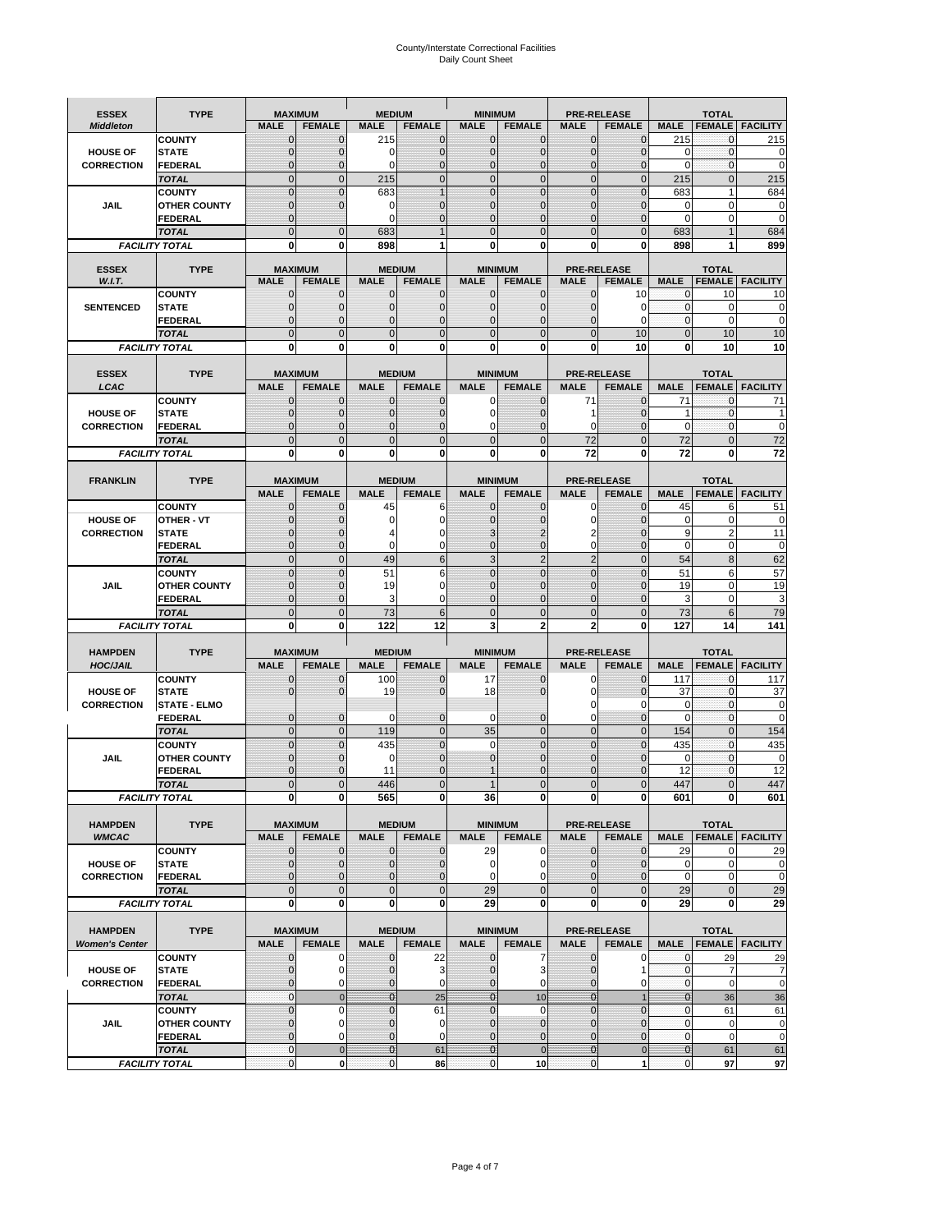# County/Interstate Correctional Facilities
## Daily Count Sheet

| ESSEX *Middleton* | TYPE | MAXIMUM | | MEDIUM | | MINIMUM | | PRE-RELEASE | | TOTAL | | |
|---|---|---|---|---|---|---|---|---|---|---|---|---|
| | | MALE | FEMALE | MALE | FEMALE | MALE | FEMALE | MALE | FEMALE | MALE | FEMALE | FACILITY |
| HOUSE OF CORRECTION | COUNTY | 0 | 0 | 215 | 0 | 0 | 0 | 0 | 0 | 215 | 0 | 215 |
| | STATE | 0 | 0 | 0 | 0 | 0 | 0 | 0 | 0 | 0 | 0 | 0 |
| | FEDERAL | 0 | 0 | 0 | 0 | 0 | 0 | 0 | 0 | 0 | 0 | 0 |
| | *TOTAL* | 0 | 0 | 215 | 0 | 0 | 0 | 0 | 0 | 215 | 0 | 215 |
| JAIL | COUNTY | 0 | 0 | 683 | 1 | 0 | 0 | 0 | 0 | 683 | 1 | 684 |
| | OTHER COUNTY | 0 | 0 | 0 | 0 | 0 | 0 | 0 | 0 | 0 | 0 | 0 |
| | FEDERAL | 0 | | 0 | 0 | 0 | 0 | 0 | 0 | 0 | 0 | 0 |
| | *TOTAL* | 0 | 0 | 683 | 1 | 0 | 0 | 0 | 0 | 683 | 1 | 684 |
| *FACILITY TOTAL* | | **0** | **0** | **898** | **1** | **0** | **0** | **0** | **0** | **898** | **1** | **899** |

| ESSEX *W.I.T.* | TYPE | MAXIMUM | | MEDIUM | | MINIMUM | | PRE-RELEASE | | TOTAL | | |
|---|---|---|---|---|---|---|---|---|---|---|---|---|
| | | MALE | FEMALE | MALE | FEMALE | MALE | FEMALE | MALE | FEMALE | MALE | FEMALE | FACILITY |
| SENTENCED | COUNTY | 0 | 0 | 0 | 0 | 0 | 0 | 0 | 10 | 0 | 10 | 10 |
| | STATE | 0 | 0 | 0 | 0 | 0 | 0 | 0 | 0 | 0 | 0 | 0 |
| | FEDERAL | 0 | 0 | 0 | 0 | 0 | 0 | 0 | 0 | 0 | 0 | 0 |
| | *TOTAL* | 0 | 0 | 0 | 0 | 0 | 0 | 0 | 10 | 0 | 10 | 10 |
| *FACILITY TOTAL* | | **0** | **0** | **0** | **0** | **0** | **0** | **0** | **10** | **0** | **10** | **10** |

| ESSEX *LCAC* | TYPE | MAXIMUM | | MEDIUM | | MINIMUM | | PRE-RELEASE | | TOTAL | | |
|---|---|---|---|---|---|---|---|---|---|---|---|---|
| | | MALE | FEMALE | MALE | FEMALE | MALE | FEMALE | MALE | FEMALE | MALE | FEMALE | FACILITY |
| HOUSE OF CORRECTION | COUNTY | 0 | 0 | 0 | 0 | 0 | 0 | 71 | 0 | 71 | 0 | 71 |
| | STATE | 0 | 0 | 0 | 0 | 0 | 0 | 1 | 0 | 1 | 0 | 1 |
| | FEDERAL | 0 | 0 | 0 | 0 | 0 | 0 | 0 | 0 | 0 | 0 | 0 |
| | *TOTAL* | 0 | 0 | 0 | 0 | 0 | 0 | 72 | 0 | 72 | 0 | 72 |
| *FACILITY TOTAL* | | **0** | **0** | **0** | **0** | **0** | **0** | **72** | **0** | **72** | **0** | **72** |

| FRANKLIN | TYPE | MAXIMUM | | MEDIUM | | MINIMUM | | PRE-RELEASE | | TOTAL | | |
|---|---|---|---|---|---|---|---|---|---|---|---|---|
| | | MALE | FEMALE | MALE | FEMALE | MALE | FEMALE | MALE | FEMALE | MALE | FEMALE | FACILITY |
| HOUSE OF CORRECTION | COUNTY | 0 | 0 | 45 | 6 | 0 | 0 | 0 | 0 | 45 | 6 | 51 |
| | OTHER - VT | 0 | 0 | 0 | 0 | 0 | 0 | 0 | 0 | 0 | 0 | 0 |
| | STATE | 0 | 0 | 4 | 0 | 3 | 2 | 2 | 0 | 9 | 2 | 11 |
| | FEDERAL | 0 | 0 | 0 | 0 | 0 | 0 | 0 | 0 | 0 | 0 | 0 |
| | *TOTAL* | 0 | 0 | 49 | 6 | 3 | 2 | 2 | 0 | 54 | 8 | 62 |
| JAIL | COUNTY | 0 | 0 | 51 | 6 | 0 | 0 | 0 | 0 | 51 | 6 | 57 |
| | OTHER COUNTY | 0 | 0 | 19 | 0 | 0 | 0 | 0 | 0 | 19 | 0 | 19 |
| | FEDERAL | 0 | 0 | 3 | 0 | 0 | 0 | 0 | 0 | 3 | 0 | 3 |
| | *TOTAL* | 0 | 0 | 73 | 6 | 0 | 0 | 0 | 0 | 73 | 6 | 79 |
| *FACILITY TOTAL* | | **0** | **0** | **122** | **12** | **3** | **2** | **2** | **0** | **127** | **14** | **141** |

| HAMPDEN *HOC/JAIL* | TYPE | MAXIMUM | | MEDIUM | | MINIMUM | | PRE-RELEASE | | TOTAL | | |
|---|---|---|---|---|---|---|---|---|---|---|---|---|
| | | MALE | FEMALE | MALE | FEMALE | MALE | FEMALE | MALE | FEMALE | MALE | FEMALE | FACILITY |
| HOUSE OF CORRECTION | COUNTY | 0 | 0 | 100 | 0 | 17 | 0 | 0 | 0 | 117 | 0 | 117 |
| | STATE | 0 | 0 | 19 | 0 | 18 | 0 | 0 | 0 | 37 | 0 | 37 |
| | STATE - ELMO | | | | | | | 0 | 0 | 0 | 0 | 0 |
| | FEDERAL | 0 | 0 | 0 | 0 | 0 | 0 | 0 | 0 | 0 | 0 | 0 |
| | *TOTAL* | 0 | 0 | 119 | 0 | 35 | 0 | 0 | 0 | 154 | 0 | 154 |
| JAIL | COUNTY | 0 | 0 | 435 | 0 | 0 | 0 | 0 | 0 | 435 | 0 | 435 |
| | OTHER COUNTY | 0 | 0 | 0 | 0 | 0 | 0 | 0 | 0 | 0 | 0 | 0 |
| | FEDERAL | 0 | 0 | 11 | 0 | 1 | 0 | 0 | 0 | 12 | 0 | 12 |
| | *TOTAL* | 0 | 0 | 446 | 0 | 1 | 0 | 0 | 0 | 447 | 0 | 447 |
| *FACILITY TOTAL* | | **0** | **0** | **565** | **0** | **36** | **0** | **0** | **0** | **601** | **0** | **601** |

| HAMPDEN *WMCAC* | TYPE | MAXIMUM | | MEDIUM | | MINIMUM | | PRE-RELEASE | | TOTAL | | |
|---|---|---|---|---|---|---|---|---|---|---|---|---|
| | | MALE | FEMALE | MALE | FEMALE | MALE | FEMALE | MALE | FEMALE | MALE | FEMALE | FACILITY |
| HOUSE OF CORRECTION | COUNTY | 0 | 0 | 0 | 0 | 29 | 0 | 0 | 0 | 29 | 0 | 29 |
| | STATE | 0 | 0 | 0 | 0 | 0 | 0 | 0 | 0 | 0 | 0 | 0 |
| | FEDERAL | 0 | 0 | 0 | 0 | 0 | 0 | 0 | 0 | 0 | 0 | 0 |
| | *TOTAL* | 0 | 0 | 0 | 0 | 29 | 0 | 0 | 0 | 29 | 0 | 29 |
| *FACILITY TOTAL* | | **0** | **0** | **0** | **0** | **29** | **0** | **0** | **0** | **29** | **0** | **29** |

| HAMPDEN *Women's Center* | TYPE | MAXIMUM | | MEDIUM | | MINIMUM | | PRE-RELEASE | | TOTAL | | |
|---|---|---|---|---|---|---|---|---|---|---|---|---|
| | | MALE | FEMALE | MALE | FEMALE | MALE | FEMALE | MALE | FEMALE | MALE | FEMALE | FACILITY |
| HOUSE OF CORRECTION | COUNTY | 0 | 0 | 0 | 22 | 0 | 7 | 0 | 0 | 0 | 29 | 29 |
| | STATE | 0 | 0 | 0 | 3 | 0 | 3 | 0 | 1 | 0 | 7 | 7 |
| | FEDERAL | 0 | 0 | 0 | 0 | 0 | 0 | 0 | 0 | 0 | 0 | 0 |
| | *TOTAL* | 0 | 0 | 0 | 25 | 0 | 10 | 0 | 1 | 0 | 36 | 36 |
| JAIL | COUNTY | 0 | 0 | 0 | 61 | 0 | 0 | 0 | 0 | 0 | 61 | 61 |
| | OTHER COUNTY | 0 | 0 | 0 | 0 | 0 | 0 | 0 | 0 | 0 | 0 | 0 |
| | FEDERAL | 0 | 0 | 0 | 0 | 0 | 0 | 0 | 0 | 0 | 0 | 0 |
| | *TOTAL* | 0 | 0 | 0 | 61 | 0 | 0 | 0 | 0 | 0 | 61 | 61 |
| *FACILITY TOTAL* | | 0 | **0** | 0 | **86** | 0 | **10** | 0 | **1** | 0 | **97** | **97** |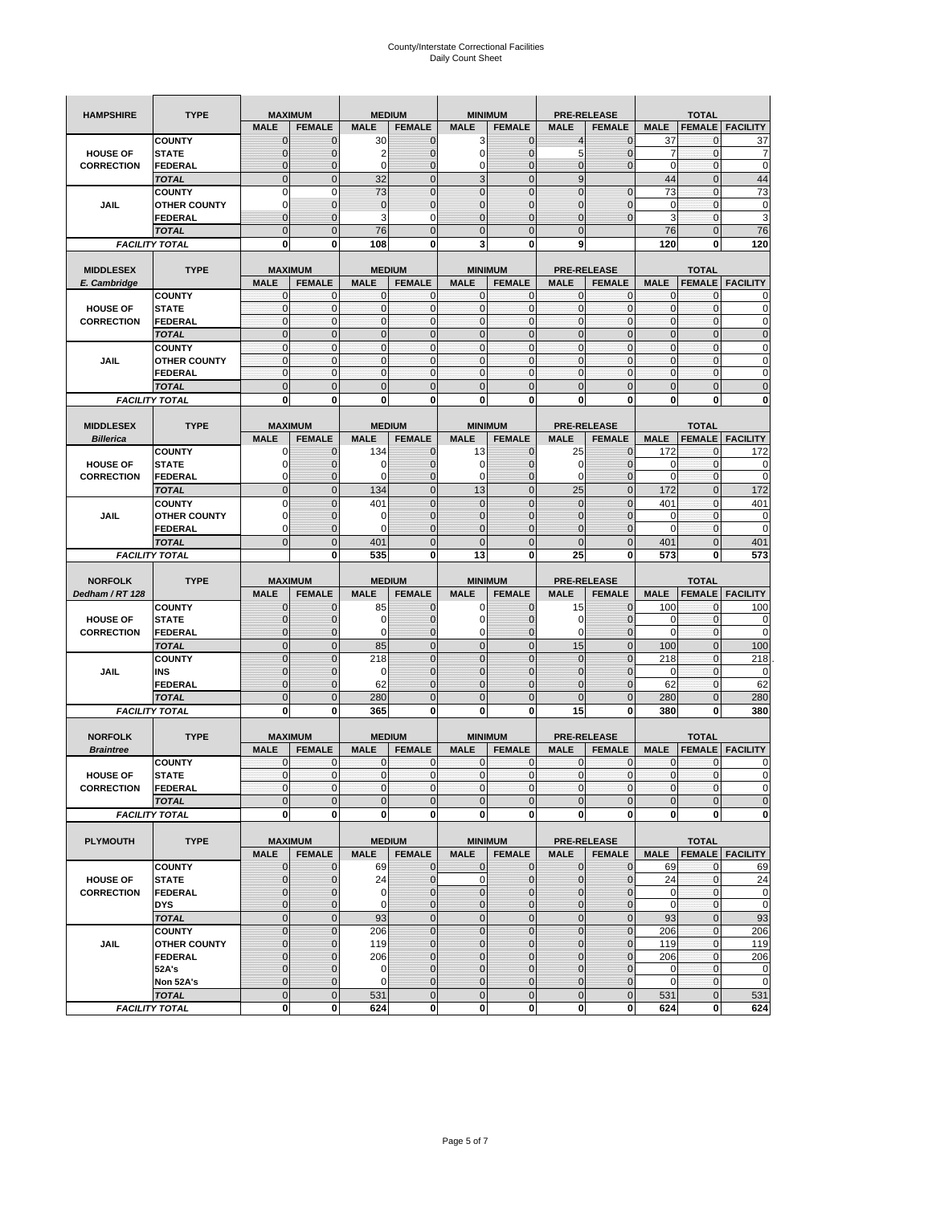# County/Interstate Correctional Facilities
## Daily Count Sheet

| HAMPSHIRE | TYPE | MAXIMUM | | MEDIUM | | MINIMUM | | PRE-RELEASE | | TOTAL | | |
|---|---|---|---|---|---|---|---|---|---|---|---|---|
| | | MALE | FEMALE | MALE | FEMALE | MALE | FEMALE | MALE | FEMALE | MALE | FEMALE | FACILITY |
| HOUSE OF CORRECTION | COUNTY | 0 | 0 | 30 | 0 | 3 | 0 | 4 | 0 | 37 | 0 | 37 |
| | STATE | 0 | 0 | 2 | 0 | 0 | 0 | 5 | 0 | 7 | 0 | 7 |
| | FEDERAL | 0 | 0 | 0 | 0 | 0 | 0 | 0 | 0 | 0 | 0 | 0 |
| | TOTAL | 0 | 0 | 32 | 0 | 3 | 0 | 9 | | 44 | 0 | 44 |
| JAIL | COUNTY | 0 | 0 | 73 | 0 | 0 | 0 | 0 | 0 | 73 | 0 | 73 |
| | OTHER COUNTY | 0 | 0 | 0 | 0 | 0 | 0 | 0 | 0 | 0 | 0 | 0 |
| | FEDERAL | 0 | 0 | 3 | 0 | 0 | 0 | 0 | 0 | 3 | 0 | 3 |
| | TOTAL | 0 | 0 | 76 | 0 | 0 | 0 | 0 | | 76 | 0 | 76 |
| FACILITY TOTAL | | 0 | 0 | 108 | 0 | 3 | 0 | 9 | | 120 | 0 | 120 |

| MIDDLESEX E. Cambridge | TYPE | MAXIMUM | | MEDIUM | | MINIMUM | | PRE-RELEASE | | TOTAL | | |
|---|---|---|---|---|---|---|---|---|---|---|---|---|
| | | MALE | FEMALE | MALE | FEMALE | MALE | FEMALE | MALE | FEMALE | MALE | FEMALE | FACILITY |
| HOUSE OF CORRECTION | COUNTY | 0 | 0 | 0 | 0 | 0 | 0 | 0 | 0 | 0 | 0 | 0 |
| | STATE | 0 | 0 | 0 | 0 | 0 | 0 | 0 | 0 | 0 | 0 | 0 |
| | FEDERAL | 0 | 0 | 0 | 0 | 0 | 0 | 0 | 0 | 0 | 0 | 0 |
| | TOTAL | 0 | 0 | 0 | 0 | 0 | 0 | 0 | 0 | 0 | 0 | 0 |
| JAIL | COUNTY | 0 | 0 | 0 | 0 | 0 | 0 | 0 | 0 | 0 | 0 | 0 |
| | OTHER COUNTY | 0 | 0 | 0 | 0 | 0 | 0 | 0 | 0 | 0 | 0 | 0 |
| | FEDERAL | 0 | 0 | 0 | 0 | 0 | 0 | 0 | 0 | 0 | 0 | 0 |
| | TOTAL | 0 | 0 | 0 | 0 | 0 | 0 | 0 | 0 | 0 | 0 | 0 |
| FACILITY TOTAL | | 0 | 0 | 0 | 0 | 0 | 0 | 0 | 0 | 0 | 0 | 0 |

| MIDDLESEX Billerica | TYPE | MAXIMUM | | MEDIUM | | MINIMUM | | PRE-RELEASE | | TOTAL | | |
|---|---|---|---|---|---|---|---|---|---|---|---|---|
| | | MALE | FEMALE | MALE | FEMALE | MALE | FEMALE | MALE | FEMALE | MALE | FEMALE | FACILITY |
| HOUSE OF CORRECTION | COUNTY | 0 | 0 | 134 | 0 | 13 | 0 | 25 | 0 | 172 | 0 | 172 |
| | STATE | 0 | 0 | 0 | 0 | 0 | 0 | 0 | 0 | 0 | 0 | 0 |
| | FEDERAL | 0 | 0 | 0 | 0 | 0 | 0 | 0 | 0 | 0 | 0 | 0 |
| | TOTAL | 0 | 0 | 134 | 0 | 13 | 0 | 25 | 0 | 172 | 0 | 172 |
| JAIL | COUNTY | 0 | 0 | 401 | 0 | 0 | 0 | 0 | 0 | 401 | 0 | 401 |
| | OTHER COUNTY | 0 | 0 | 0 | 0 | 0 | 0 | 0 | 0 | 0 | 0 | 0 |
| | FEDERAL | 0 | 0 | 0 | 0 | 0 | 0 | 0 | 0 | 0 | 0 | 0 |
| | TOTAL | 0 | 0 | 401 | 0 | 0 | 0 | 0 | 0 | 401 | 0 | 401 |
| FACILITY TOTAL | | | 0 | 535 | 0 | 13 | 0 | 25 | 0 | 573 | 0 | 573 |

| NORFOLK Dedham / RT 128 | TYPE | MAXIMUM | | MEDIUM | | MINIMUM | | PRE-RELEASE | | TOTAL | | |
|---|---|---|---|---|---|---|---|---|---|---|---|---|
| | | MALE | FEMALE | MALE | FEMALE | MALE | FEMALE | MALE | FEMALE | MALE | FEMALE | FACILITY |
| HOUSE OF CORRECTION | COUNTY | 0 | 0 | 85 | 0 | 0 | 0 | 15 | 0 | 100 | 0 | 100 |
| | STATE | 0 | 0 | 0 | 0 | 0 | 0 | 0 | 0 | 0 | 0 | 0 |
| | FEDERAL | 0 | 0 | 0 | 0 | 0 | 0 | 0 | 0 | 0 | 0 | 0 |
| | TOTAL | 0 | 0 | 85 | 0 | 0 | 0 | 15 | 0 | 100 | 0 | 100 |
| JAIL | COUNTY | 0 | 0 | 218 | 0 | 0 | 0 | 0 | 0 | 218 | 0 | 218 |
| | INS | 0 | 0 | 0 | 0 | 0 | 0 | 0 | 0 | 0 | 0 | 0 |
| | FEDERAL | 0 | 0 | 62 | 0 | 0 | 0 | 0 | 0 | 62 | 0 | 62 |
| | TOTAL | 0 | 0 | 280 | 0 | 0 | 0 | 0 | 0 | 280 | 0 | 280 |
| FACILITY TOTAL | | 0 | 0 | 365 | 0 | 0 | 0 | 15 | 0 | 380 | 0 | 380 |

| NORFOLK Braintree | TYPE | MAXIMUM | | MEDIUM | | MINIMUM | | PRE-RELEASE | | TOTAL | | |
|---|---|---|---|---|---|---|---|---|---|---|---|---|
| | | MALE | FEMALE | MALE | FEMALE | MALE | FEMALE | MALE | FEMALE | MALE | FEMALE | FACILITY |
| HOUSE OF CORRECTION | COUNTY | 0 | 0 | 0 | 0 | 0 | 0 | 0 | 0 | 0 | 0 | 0 |
| | STATE | 0 | 0 | 0 | 0 | 0 | 0 | 0 | 0 | 0 | 0 | 0 |
| | FEDERAL | 0 | 0 | 0 | 0 | 0 | 0 | 0 | 0 | 0 | 0 | 0 |
| | TOTAL | 0 | 0 | 0 | 0 | 0 | 0 | 0 | 0 | 0 | 0 | 0 |
| FACILITY TOTAL | | 0 | 0 | 0 | 0 | 0 | 0 | 0 | 0 | 0 | 0 | 0 |

| PLYMOUTH | TYPE | MAXIMUM | | MEDIUM | | MINIMUM | | PRE-RELEASE | | TOTAL | | |
|---|---|---|---|---|---|---|---|---|---|---|---|---|
| | | MALE | FEMALE | MALE | FEMALE | MALE | FEMALE | MALE | FEMALE | MALE | FEMALE | FACILITY |
| HOUSE OF CORRECTION | COUNTY | 0 | 0 | 69 | 0 | 0 | 0 | 0 | 0 | 69 | 0 | 69 |
| | STATE | 0 | 0 | 24 | 0 | 0 | 0 | 0 | 0 | 24 | 0 | 24 |
| | FEDERAL | 0 | 0 | 0 | 0 | 0 | 0 | 0 | 0 | 0 | 0 | 0 |
| | DYS | 0 | 0 | 0 | 0 | 0 | 0 | 0 | 0 | 0 | 0 | 0 |
| | TOTAL | 0 | 0 | 93 | 0 | 0 | 0 | 0 | 0 | 93 | 0 | 93 |
| JAIL | COUNTY | 0 | 0 | 206 | 0 | 0 | 0 | 0 | 0 | 206 | 0 | 206 |
| | OTHER COUNTY | 0 | 0 | 119 | 0 | 0 | 0 | 0 | 0 | 119 | 0 | 119 |
| | FEDERAL | 0 | 0 | 206 | 0 | 0 | 0 | 0 | 0 | 206 | 0 | 206 |
| | 52A's | 0 | 0 | 0 | 0 | 0 | 0 | 0 | 0 | 0 | 0 | 0 |
| | Non 52A's | 0 | 0 | 0 | 0 | 0 | 0 | 0 | 0 | 0 | 0 | 0 |
| | TOTAL | 0 | 0 | 531 | 0 | 0 | 0 | 0 | 0 | 531 | 0 | 531 |
| FACILITY TOTAL | | 0 | 0 | 624 | 0 | 0 | 0 | 0 | 0 | 624 | 0 | 624 |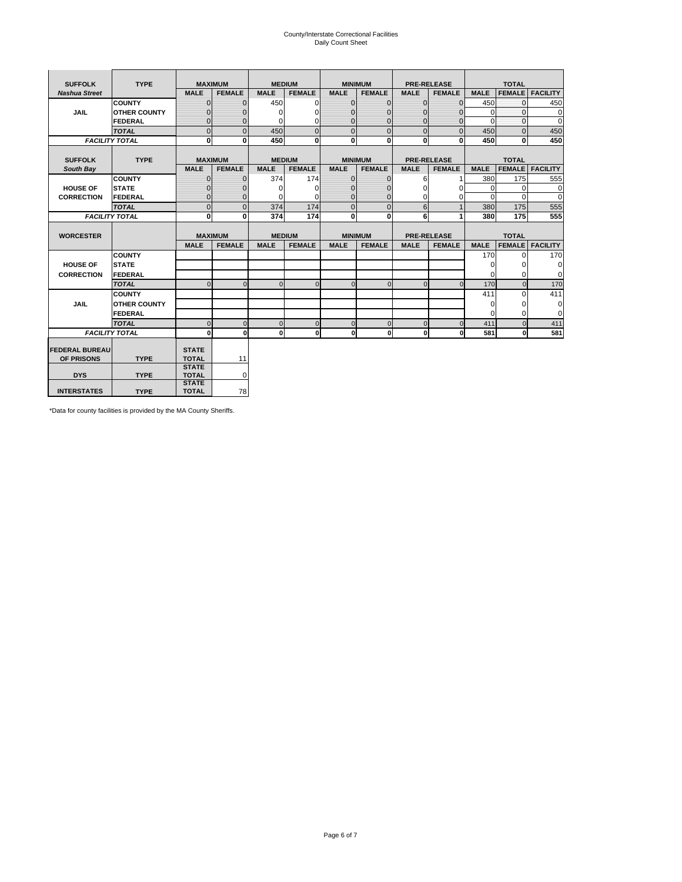# County/Interstate Correctional Facilities
## Daily Count Sheet

| SUFFOLK | TYPE | MAXIMUM | | MEDIUM | | MINIMUM | | PRE-RELEASE | | TOTAL | | |
|---|---|---|---|---|---|---|---|---|---|---|---|---|
| *Nashua Street* | | MALE | FEMALE | MALE | FEMALE | MALE | FEMALE | MALE | FEMALE | MALE | FEMALE | FACILITY |
| JAIL | COUNTY | 0 | 0 | 450 | 0 | 0 | 0 | 0 | 0 | 450 | 0 | 450 |
| | OTHER COUNTY | 0 | 0 | 0 | 0 | 0 | 0 | 0 | 0 | 0 | 0 | 0 |
| | FEDERAL | 0 | 0 | 0 | 0 | 0 | 0 | 0 | 0 | 0 | 0 | 0 |
| | *TOTAL* | 0 | 0 | 450 | 0 | 0 | 0 | 0 | 0 | 450 | 0 | 450 |
| *FACILITY TOTAL* | | **0** | **0** | **450** | **0** | **0** | **0** | **0** | **0** | **450** | **0** | **450** |

| SUFFOLK | TYPE | MAXIMUM | | MEDIUM | | MINIMUM | | PRE-RELEASE | | TOTAL | | |
|---|---|---|---|---|---|---|---|---|---|---|---|---|
| *South Bay* | | MALE | FEMALE | MALE | FEMALE | MALE | FEMALE | MALE | FEMALE | MALE | FEMALE | FACILITY |
| HOUSE OF CORRECTION | COUNTY | 0 | 0 | 374 | 174 | 0 | 0 | 6 | 1 | 380 | 175 | 555 |
| | STATE | 0 | 0 | 0 | 0 | 0 | 0 | 0 | 0 | 0 | 0 | 0 |
| | FEDERAL | 0 | 0 | 0 | 0 | 0 | 0 | 0 | 0 | 0 | 0 | 0 |
| | *TOTAL* | 0 | 0 | 374 | 174 | 0 | 0 | 6 | 1 | 380 | 175 | 555 |
| *FACILITY TOTAL* | | **0** | **0** | **374** | **174** | **0** | **0** | **6** | **1** | **380** | **175** | **555** |

| WORCESTER | | MAXIMUM | | MEDIUM | | MINIMUM | | PRE-RELEASE | | TOTAL | | |
|---|---|---|---|---|---|---|---|---|---|---|---|---|
| | | MALE | FEMALE | MALE | FEMALE | MALE | FEMALE | MALE | FEMALE | MALE | FEMALE | FACILITY |
| HOUSE OF CORRECTION | COUNTY | | | | | | | | | 170 | 0 | 170 |
| | STATE | | | | | | | | | 0 | 0 | 0 |
| | FEDERAL | | | | | | | | | 0 | 0 | 0 |
| | *TOTAL* | 0 | 0 | 0 | 0 | 0 | 0 | 0 | 0 | 170 | 0 | 170 |
| JAIL | COUNTY | | | | | | | | | 411 | 0 | 411 |
| | OTHER COUNTY | | | | | | | | | 0 | 0 | 0 |
| | FEDERAL | | | | | | | | | 0 | 0 | 0 |
| | *TOTAL* | 0 | 0 | 0 | 0 | 0 | 0 | 0 | 0 | 411 | 0 | 411 |
| *FACILITY TOTAL* | | **0** | **0** | **0** | **0** | **0** | **0** | **0** | **0** | **581** | **0** | **581** |

| | | | |
|---|---|---|---|
| FEDERAL BUREAU OF PRISONS | TYPE | STATE TOTAL | 11 |
| DYS | TYPE | STATE TOTAL | 0 |
| INTERSTATES | TYPE | STATE TOTAL | 78 |

*Data for county facilities is provided by the MA County Sheriffs.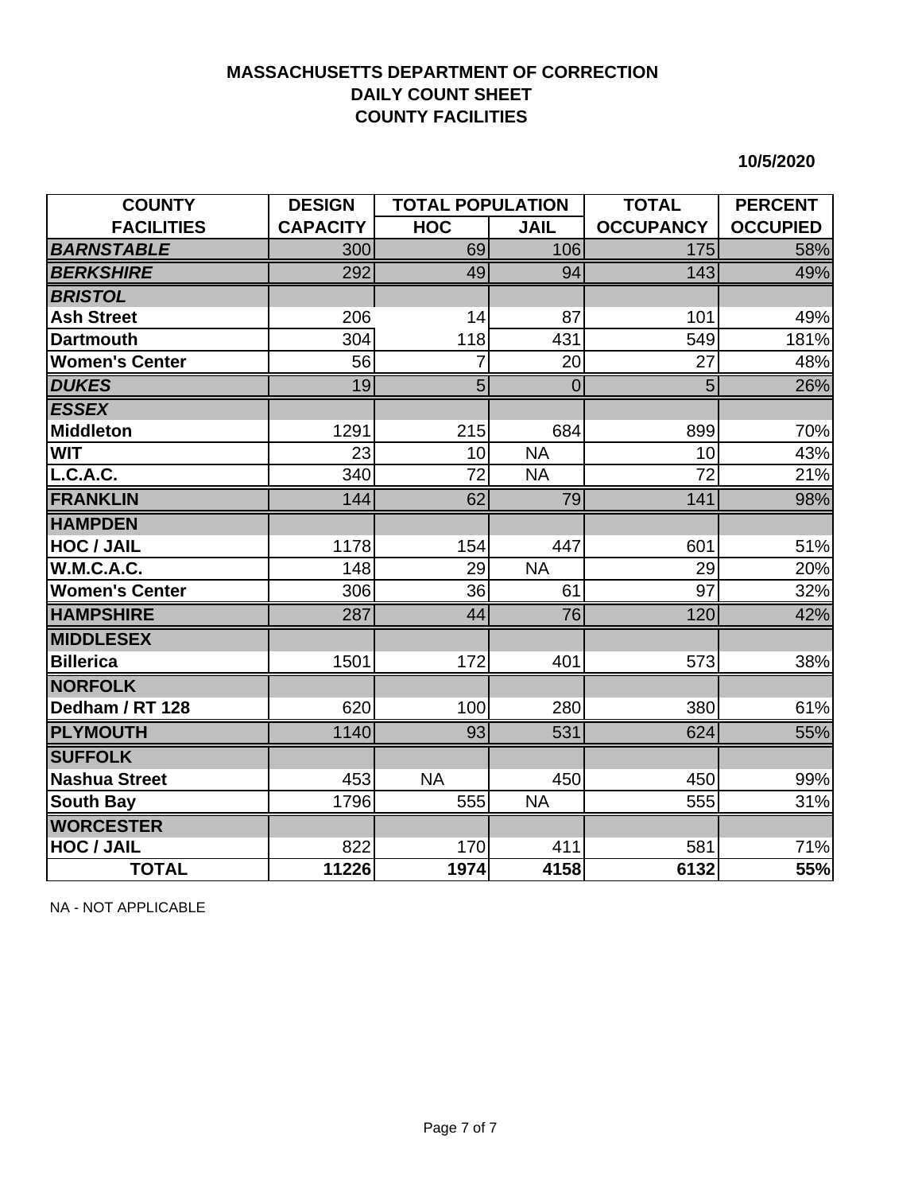# MASSACHUSETTS DEPARTMENT OF CORRECTION
## DAILY COUNT SHEET
## COUNTY FACILITIES

**10/5/2020**

| COUNTY FACILITIES | DESIGN CAPACITY | TOTAL POPULATION | | TOTAL OCCUPANCY | PERCENT OCCUPIED |
|---|---|---|---|---|---|
| | | HOC | JAIL | | |
| ***BARNSTABLE*** | 300 | 69 | 106 | 175 | 58% |
| ***BERKSHIRE*** | 292 | 49 | 94 | 143 | 49% |
| ***BRISTOL*** | | | | | |
| **Ash Street** | 206 | 14 | 87 | 101 | 49% |
| **Dartmouth** | 304 | 118 | 431 | 549 | 181% |
| **Women's Center** | 56 | 7 | 20 | 27 | 48% |
| ***DUKES*** | 19 | 5 | 0 | 5 | 26% |
| ***ESSEX*** | | | | | |
| **Middleton** | 1291 | 215 | 684 | 899 | 70% |
| **WIT** | 23 | 10 | NA | 10 | 43% |
| **L.C.A.C.** | 340 | 72 | NA | 72 | 21% |
| **FRANKLIN** | 144 | 62 | 79 | 141 | 98% |
| **HAMPDEN** | | | | | |
| **HOC / JAIL** | 1178 | 154 | 447 | 601 | 51% |
| **W.M.C.A.C.** | 148 | 29 | NA | 29 | 20% |
| **Women's Center** | 306 | 36 | 61 | 97 | 32% |
| **HAMPSHIRE** | 287 | 44 | 76 | 120 | 42% |
| **MIDDLESEX** | | | | | |
| **Billerica** | 1501 | 172 | 401 | 573 | 38% |
| **NORFOLK** | | | | | |
| **Dedham / RT 128** | 620 | 100 | 280 | 380 | 61% |
| **PLYMOUTH** | 1140 | 93 | 531 | 624 | 55% |
| **SUFFOLK** | | | | | |
| **Nashua Street** | 453 | NA | 450 | 450 | 99% |
| **South Bay** | 1796 | 555 | NA | 555 | 31% |
| **WORCESTER** | | | | | |
| **HOC / JAIL** | 822 | 170 | 411 | 581 | 71% |
| **TOTAL** | **11226** | **1974** | **4158** | **6132** | **55%** |

NA - NOT APPLICABLE